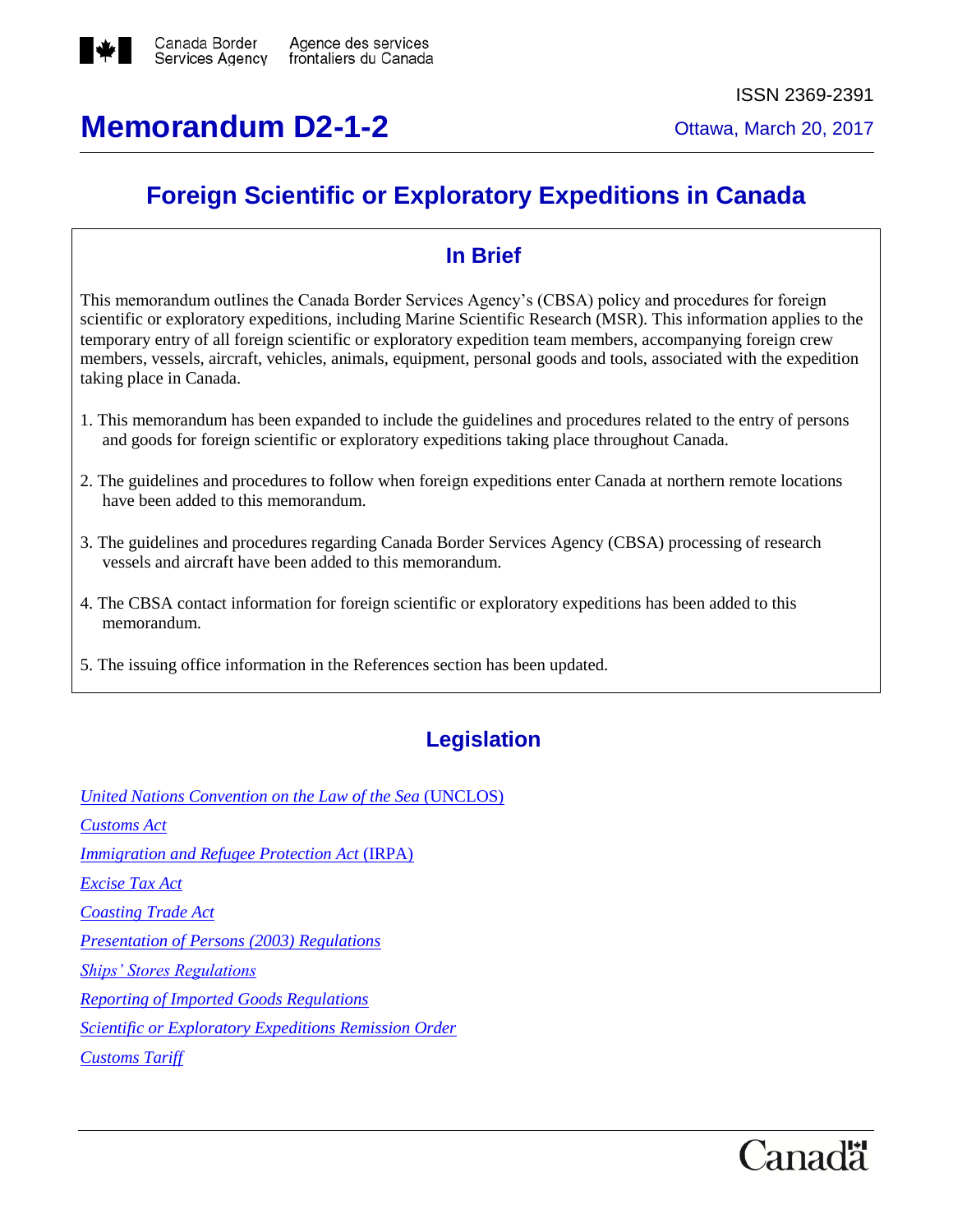Canada Border Services Agency | Agence des services frontaliers du Canada

ISSN 2369-2391

# Memorandum D2-1-2

Ottawa, March 20, 2017

## Foreign Scientific or Exploratory Expeditions in Canada

### In Brief

This memorandum outlines the Canada Border Services Agency's (CBSA) policy and procedures for foreign scientific or exploratory expeditions, including Marine Scientific Research (MSR). This information applies to the temporary entry of all foreign scientific or exploratory expedition team members, accompanying foreign crew members, vessels, aircraft, vehicles, animals, equipment, personal goods and tools, associated with the expedition taking place in Canada.

1. This memorandum has been expanded to include the guidelines and procedures related to the entry of persons and goods for foreign scientific or exploratory expeditions taking place throughout Canada.

2. The guidelines and procedures to follow when foreign expeditions enter Canada at northern remote locations have been added to this memorandum.

3. The guidelines and procedures regarding Canada Border Services Agency (CBSA) processing of research vessels and aircraft have been added to this memorandum.

4. The CBSA contact information for foreign scientific or exploratory expeditions has been added to this memorandum.

5. The issuing office information in the References section has been updated.

## Legislation

*United Nations Convention on the Law of the Sea* (UNCLOS)

*Customs Act*

*Immigration and Refugee Protection Act* (IRPA)

*Excise Tax Act*

*Coasting Trade Act*

*Presentation of Persons (2003) Regulations*

*Ships' Stores Regulations*

*Reporting of Imported Goods Regulations*

*Scientific or Exploratory Expeditions Remission Order*

*Customs Tariff*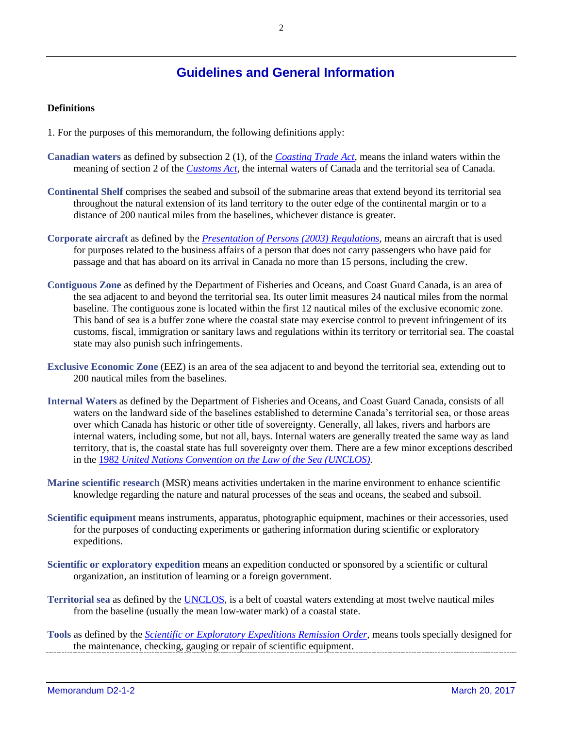# Guidelines and General Information

**Definitions**

1. For the purposes of this memorandum, the following definitions apply:

**Canadian waters** as defined by subsection 2 (1), of the *Coasting Trade Act*, means the inland waters within the meaning of section 2 of the *Customs Act*, the internal waters of Canada and the territorial sea of Canada.

**Continental Shelf** comprises the seabed and subsoil of the submarine areas that extend beyond its territorial sea throughout the natural extension of its land territory to the outer edge of the continental margin or to a distance of 200 nautical miles from the baselines, whichever distance is greater.

**Corporate aircraft** as defined by the *Presentation of Persons (2003) Regulations*, means an aircraft that is used for purposes related to the business affairs of a person that does not carry passengers who have paid for passage and that has aboard on its arrival in Canada no more than 15 persons, including the crew.

**Contiguous Zone** as defined by the Department of Fisheries and Oceans, and Coast Guard Canada, is an area of the sea adjacent to and beyond the territorial sea. Its outer limit measures 24 nautical miles from the normal baseline. The contiguous zone is located within the first 12 nautical miles of the exclusive economic zone. This band of sea is a buffer zone where the coastal state may exercise control to prevent infringement of its customs, fiscal, immigration or sanitary laws and regulations within its territory or territorial sea. The coastal state may also punish such infringements.

**Exclusive Economic Zone** (EEZ) is an area of the sea adjacent to and beyond the territorial sea, extending out to 200 nautical miles from the baselines.

**Internal Waters** as defined by the Department of Fisheries and Oceans, and Coast Guard Canada, consists of all waters on the landward side of the baselines established to determine Canada's territorial sea, or those areas over which Canada has historic or other title of sovereignty. Generally, all lakes, rivers and harbors are internal waters, including some, but not all, bays. Internal waters are generally treated the same way as land territory, that is, the coastal state has full sovereignty over them. There are a few minor exceptions described in the 1982 *United Nations Convention on the Law of the Sea (UNCLOS)*.

**Marine scientific research** (MSR) means activities undertaken in the marine environment to enhance scientific knowledge regarding the nature and natural processes of the seas and oceans, the seabed and subsoil.

**Scientific equipment** means instruments, apparatus, photographic equipment, machines or their accessories, used for the purposes of conducting experiments or gathering information during scientific or exploratory expeditions.

**Scientific or exploratory expedition** means an expedition conducted or sponsored by a scientific or cultural organization, an institution of learning or a foreign government.

**Territorial sea** as defined by the UNCLOS, is a belt of coastal waters extending at most twelve nautical miles from the baseline (usually the mean low-water mark) of a coastal state.

**Tools** as defined by the *Scientific or Exploratory Expeditions Remission Order*, means tools specially designed for the maintenance, checking, gauging or repair of scientific equipment.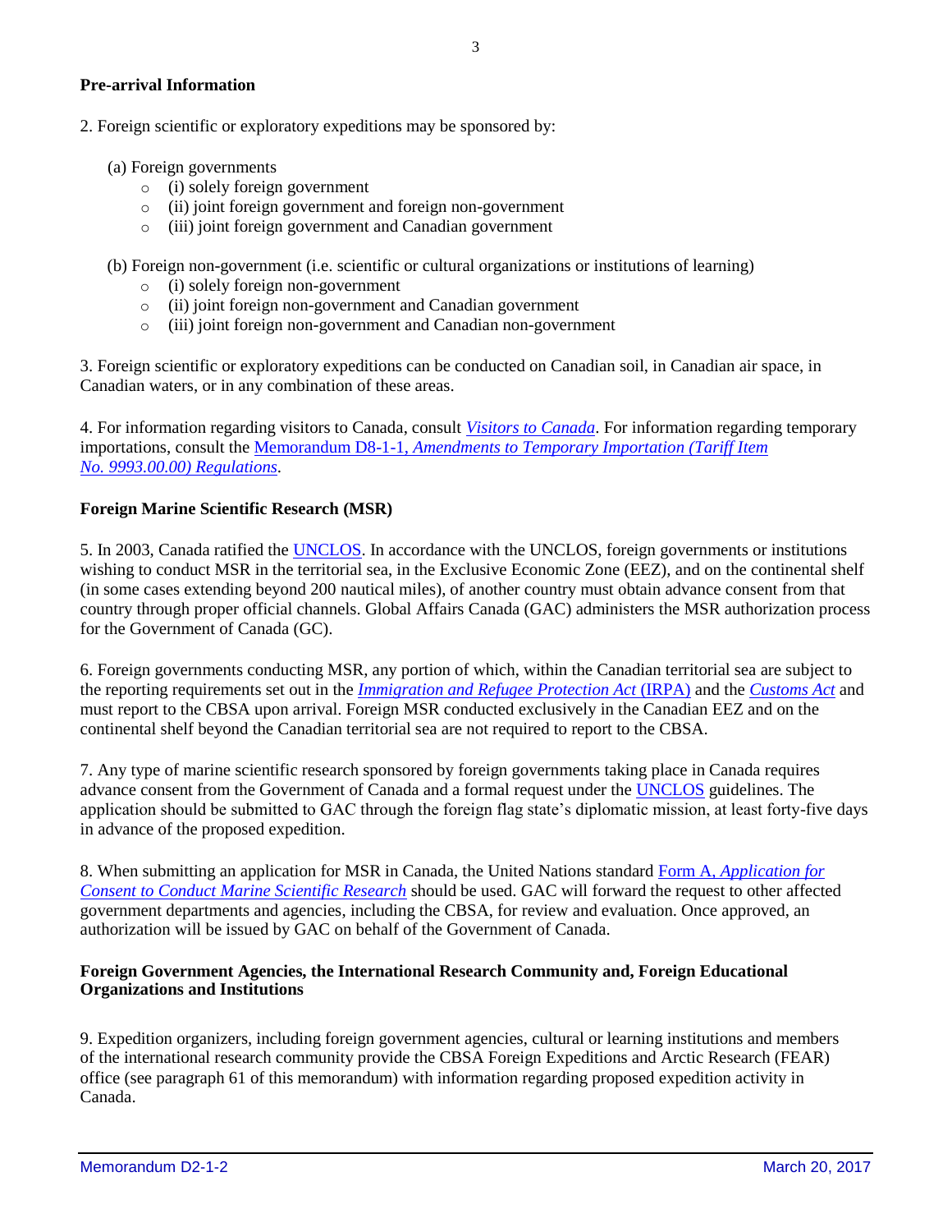**Pre-arrival Information**

2. Foreign scientific or exploratory expeditions may be sponsored by:

(a) Foreign governments
- (i) solely foreign government
- (ii) joint foreign government and foreign non-government
- (iii) joint foreign government and Canadian government

(b) Foreign non-government (i.e. scientific or cultural organizations or institutions of learning)
- (i) solely foreign non-government
- (ii) joint foreign non-government and Canadian government
- (iii) joint foreign non-government and Canadian non-government

3. Foreign scientific or exploratory expeditions can be conducted on Canadian soil, in Canadian air space, in Canadian waters, or in any combination of these areas.

4. For information regarding visitors to Canada, consult *Visitors to Canada*. For information regarding temporary importations, consult the Memorandum D8-1-1, *Amendments to Temporary Importation (Tariff Item No. 9993.00.00) Regulations*.

**Foreign Marine Scientific Research (MSR)**

5. In 2003, Canada ratified the UNCLOS. In accordance with the UNCLOS, foreign governments or institutions wishing to conduct MSR in the territorial sea, in the Exclusive Economic Zone (EEZ), and on the continental shelf (in some cases extending beyond 200 nautical miles), of another country must obtain advance consent from that country through proper official channels. Global Affairs Canada (GAC) administers the MSR authorization process for the Government of Canada (GC).

6. Foreign governments conducting MSR, any portion of which, within the Canadian territorial sea are subject to the reporting requirements set out in the *Immigration and Refugee Protection Act* (IRPA) and the *Customs Act* and must report to the CBSA upon arrival. Foreign MSR conducted exclusively in the Canadian EEZ and on the continental shelf beyond the Canadian territorial sea are not required to report to the CBSA.

7. Any type of marine scientific research sponsored by foreign governments taking place in Canada requires advance consent from the Government of Canada and a formal request under the UNCLOS guidelines. The application should be submitted to GAC through the foreign flag state's diplomatic mission, at least forty-five days in advance of the proposed expedition.

8. When submitting an application for MSR in Canada, the United Nations standard Form A, *Application for Consent to Conduct Marine Scientific Research* should be used. GAC will forward the request to other affected government departments and agencies, including the CBSA, for review and evaluation. Once approved, an authorization will be issued by GAC on behalf of the Government of Canada.

**Foreign Government Agencies, the International Research Community and, Foreign Educational Organizations and Institutions**

9. Expedition organizers, including foreign government agencies, cultural or learning institutions and members of the international research community provide the CBSA Foreign Expeditions and Arctic Research (FEAR) office (see paragraph 61 of this memorandum) with information regarding proposed expedition activity in Canada.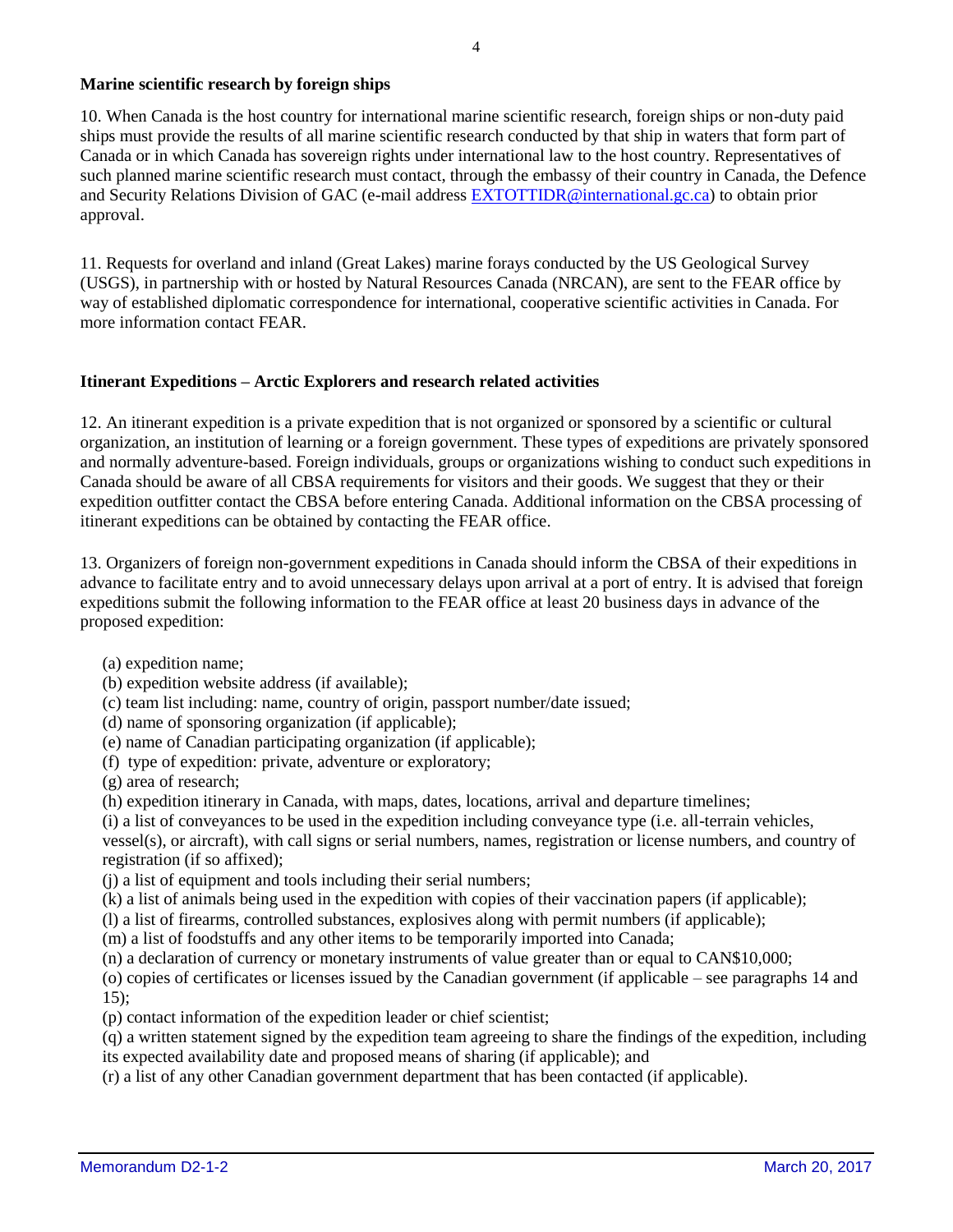**Marine scientific research by foreign ships**

10. When Canada is the host country for international marine scientific research, foreign ships or non-duty paid ships must provide the results of all marine scientific research conducted by that ship in waters that form part of Canada or in which Canada has sovereign rights under international law to the host country. Representatives of such planned marine scientific research must contact, through the embassy of their country in Canada, the Defence and Security Relations Division of GAC (e-mail address EXTOTTIDR@international.gc.ca) to obtain prior approval.

11. Requests for overland and inland (Great Lakes) marine forays conducted by the US Geological Survey (USGS), in partnership with or hosted by Natural Resources Canada (NRCAN), are sent to the FEAR office by way of established diplomatic correspondence for international, cooperative scientific activities in Canada. For more information contact FEAR.

**Itinerant Expeditions – Arctic Explorers and research related activities**

12. An itinerant expedition is a private expedition that is not organized or sponsored by a scientific or cultural organization, an institution of learning or a foreign government. These types of expeditions are privately sponsored and normally adventure-based. Foreign individuals, groups or organizations wishing to conduct such expeditions in Canada should be aware of all CBSA requirements for visitors and their goods. We suggest that they or their expedition outfitter contact the CBSA before entering Canada. Additional information on the CBSA processing of itinerant expeditions can be obtained by contacting the FEAR office.

13. Organizers of foreign non-government expeditions in Canada should inform the CBSA of their expeditions in advance to facilitate entry and to avoid unnecessary delays upon arrival at a port of entry. It is advised that foreign expeditions submit the following information to the FEAR office at least 20 business days in advance of the proposed expedition:

(a) expedition name;
(b) expedition website address (if available);
(c) team list including: name, country of origin, passport number/date issued;
(d) name of sponsoring organization (if applicable);
(e) name of Canadian participating organization (if applicable);
(f) type of expedition: private, adventure or exploratory;
(g) area of research;
(h) expedition itinerary in Canada, with maps, dates, locations, arrival and departure timelines;
(i) a list of conveyances to be used in the expedition including conveyance type (i.e. all-terrain vehicles, vessel(s), or aircraft), with call signs or serial numbers, names, registration or license numbers, and country of registration (if so affixed);
(j) a list of equipment and tools including their serial numbers;
(k) a list of animals being used in the expedition with copies of their vaccination papers (if applicable);
(l) a list of firearms, controlled substances, explosives along with permit numbers (if applicable);
(m) a list of foodstuffs and any other items to be temporarily imported into Canada;
(n) a declaration of currency or monetary instruments of value greater than or equal to CAN$10,000;
(o) copies of certificates or licenses issued by the Canadian government (if applicable – see paragraphs 14 and 15);
(p) contact information of the expedition leader or chief scientist;
(q) a written statement signed by the expedition team agreeing to share the findings of the expedition, including its expected availability date and proposed means of sharing (if applicable); and
(r) a list of any other Canadian government department that has been contacted (if applicable).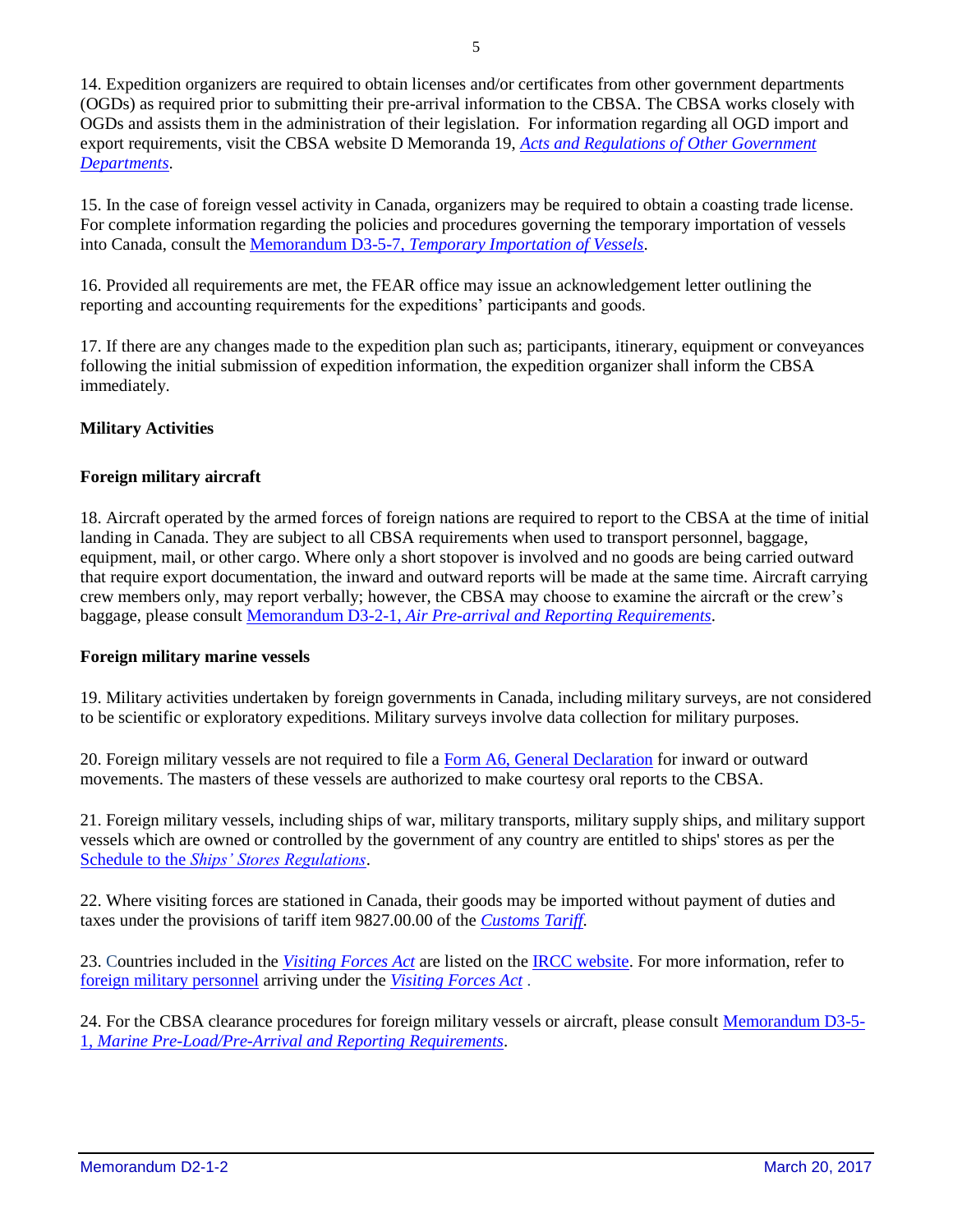14. Expedition organizers are required to obtain licenses and/or certificates from other government departments (OGDs) as required prior to submitting their pre-arrival information to the CBSA. The CBSA works closely with OGDs and assists them in the administration of their legislation. For information regarding all OGD import and export requirements, visit the CBSA website D Memoranda 19, *Acts and Regulations of Other Government Departments*.

15. In the case of foreign vessel activity in Canada, organizers may be required to obtain a coasting trade license. For complete information regarding the policies and procedures governing the temporary importation of vessels into Canada, consult the Memorandum D3-5-7, *Temporary Importation of Vessels*.

16. Provided all requirements are met, the FEAR office may issue an acknowledgement letter outlining the reporting and accounting requirements for the expeditions' participants and goods.

17. If there are any changes made to the expedition plan such as; participants, itinerary, equipment or conveyances following the initial submission of expedition information, the expedition organizer shall inform the CBSA immediately.

**Military Activities**

**Foreign military aircraft**

18. Aircraft operated by the armed forces of foreign nations are required to report to the CBSA at the time of initial landing in Canada. They are subject to all CBSA requirements when used to transport personnel, baggage, equipment, mail, or other cargo. Where only a short stopover is involved and no goods are being carried outward that require export documentation, the inward and outward reports will be made at the same time. Aircraft carrying crew members only, may report verbally; however, the CBSA may choose to examine the aircraft or the crew's baggage, please consult Memorandum D3-2-1, *Air Pre-arrival and Reporting Requirements*.

**Foreign military marine vessels**

19. Military activities undertaken by foreign governments in Canada, including military surveys, are not considered to be scientific or exploratory expeditions. Military surveys involve data collection for military purposes.

20. Foreign military vessels are not required to file a Form A6, General Declaration for inward or outward movements. The masters of these vessels are authorized to make courtesy oral reports to the CBSA.

21. Foreign military vessels, including ships of war, military transports, military supply ships, and military support vessels which are owned or controlled by the government of any country are entitled to ships' stores as per the Schedule to the *Ships' Stores Regulations*.

22. Where visiting forces are stationed in Canada, their goods may be imported without payment of duties and taxes under the provisions of tariff item 9827.00.00 of the *Customs Tariff*.

23. Countries included in the *Visiting Forces Act* are listed on the IRCC website. For more information, refer to foreign military personnel arriving under the *Visiting Forces Act* .

24. For the CBSA clearance procedures for foreign military vessels or aircraft, please consult Memorandum D3-5-1, *Marine Pre-Load/Pre-Arrival and Reporting Requirements*.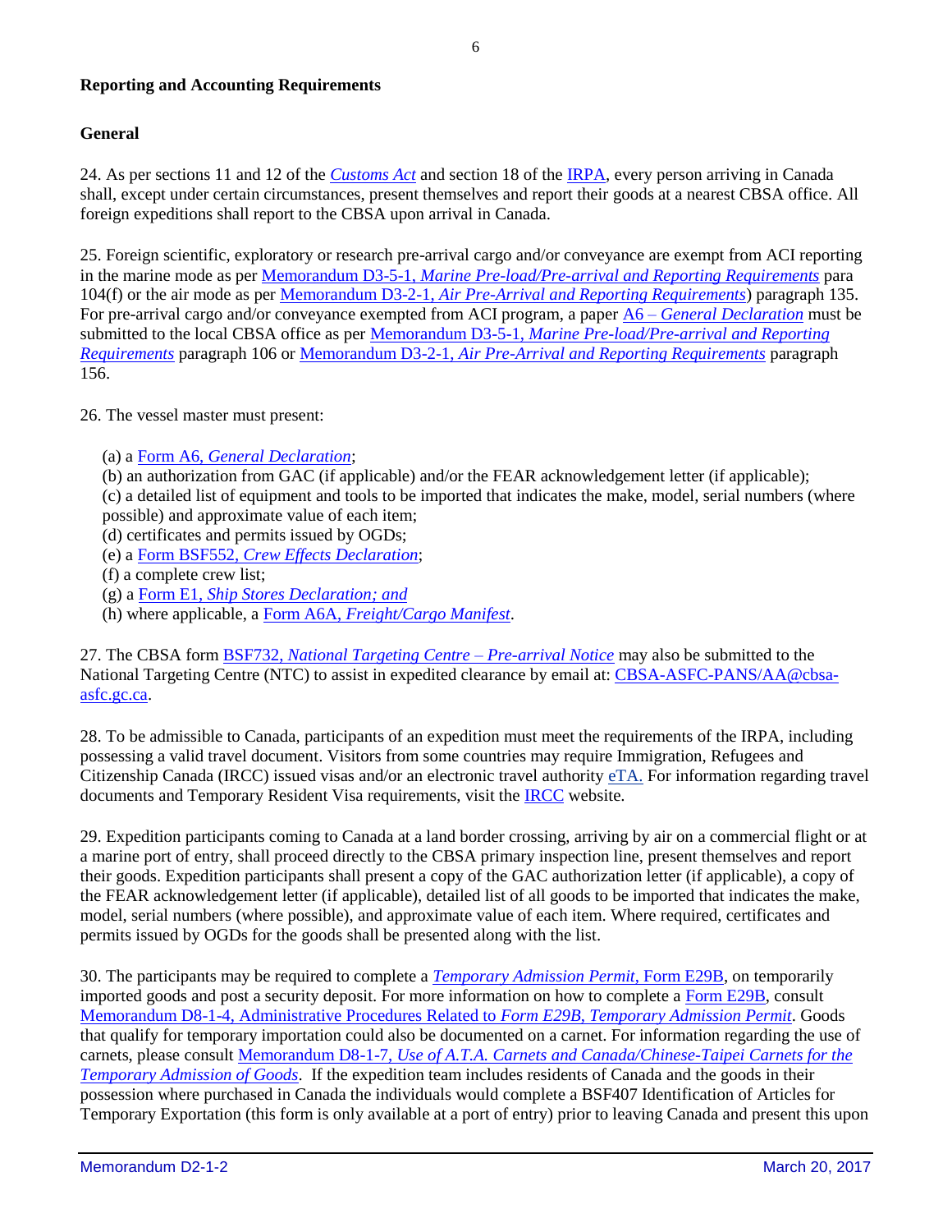**Reporting and Accounting Requirements**

**General**

24. As per sections 11 and 12 of the *Customs Act* and section 18 of the IRPA, every person arriving in Canada shall, except under certain circumstances, present themselves and report their goods at a nearest CBSA office. All foreign expeditions shall report to the CBSA upon arrival in Canada.

25. Foreign scientific, exploratory or research pre-arrival cargo and/or conveyance are exempt from ACI reporting in the marine mode as per Memorandum D3-5-1, *Marine Pre-load/Pre-arrival and Reporting Requirements* para 104(f) or the air mode as per Memorandum D3-2-1, *Air Pre-Arrival and Reporting Requirements*) paragraph 135. For pre-arrival cargo and/or conveyance exempted from ACI program, a paper A6 – *General Declaration* must be submitted to the local CBSA office as per Memorandum D3-5-1, *Marine Pre-load/Pre-arrival and Reporting Requirements* paragraph 106 or Memorandum D3-2-1, *Air Pre-Arrival and Reporting Requirements* paragraph 156.

26. The vessel master must present:

(a) a Form A6, *General Declaration*;
(b) an authorization from GAC (if applicable) and/or the FEAR acknowledgement letter (if applicable);
(c) a detailed list of equipment and tools to be imported that indicates the make, model, serial numbers (where possible) and approximate value of each item;
(d) certificates and permits issued by OGDs;
(e) a Form BSF552, *Crew Effects Declaration*;
(f) a complete crew list;
(g) a Form E1, *Ship Stores Declaration; and*
(h) where applicable, a Form A6A, *Freight/Cargo Manifest*.

27. The CBSA form BSF732, *National Targeting Centre – Pre-arrival Notice* may also be submitted to the National Targeting Centre (NTC) to assist in expedited clearance by email at: CBSA-ASFC-PANS/AA@cbsa-asfc.gc.ca.

28. To be admissible to Canada, participants of an expedition must meet the requirements of the IRPA, including possessing a valid travel document. Visitors from some countries may require Immigration, Refugees and Citizenship Canada (IRCC) issued visas and/or an electronic travel authority eTA. For information regarding travel documents and Temporary Resident Visa requirements, visit the IRCC website.

29. Expedition participants coming to Canada at a land border crossing, arriving by air on a commercial flight or at a marine port of entry, shall proceed directly to the CBSA primary inspection line, present themselves and report their goods. Expedition participants shall present a copy of the GAC authorization letter (if applicable), a copy of the FEAR acknowledgement letter (if applicable), detailed list of all goods to be imported that indicates the make, model, serial numbers (where possible), and approximate value of each item. Where required, certificates and permits issued by OGDs for the goods shall be presented along with the list.

30. The participants may be required to complete a *Temporary Admission Permit*, Form E29B, on temporarily imported goods and post a security deposit. For more information on how to complete a Form E29B, consult Memorandum D8-1-4, Administrative Procedures Related to *Form E29B, Temporary Admission Permit*. Goods that qualify for temporary importation could also be documented on a carnet. For information regarding the use of carnets, please consult Memorandum D8-1-7, *Use of A.T.A. Carnets and Canada/Chinese-Taipei Carnets for the Temporary Admission of Goods*. If the expedition team includes residents of Canada and the goods in their possession where purchased in Canada the individuals would complete a BSF407 Identification of Articles for Temporary Exportation (this form is only available at a port of entry) prior to leaving Canada and present this upon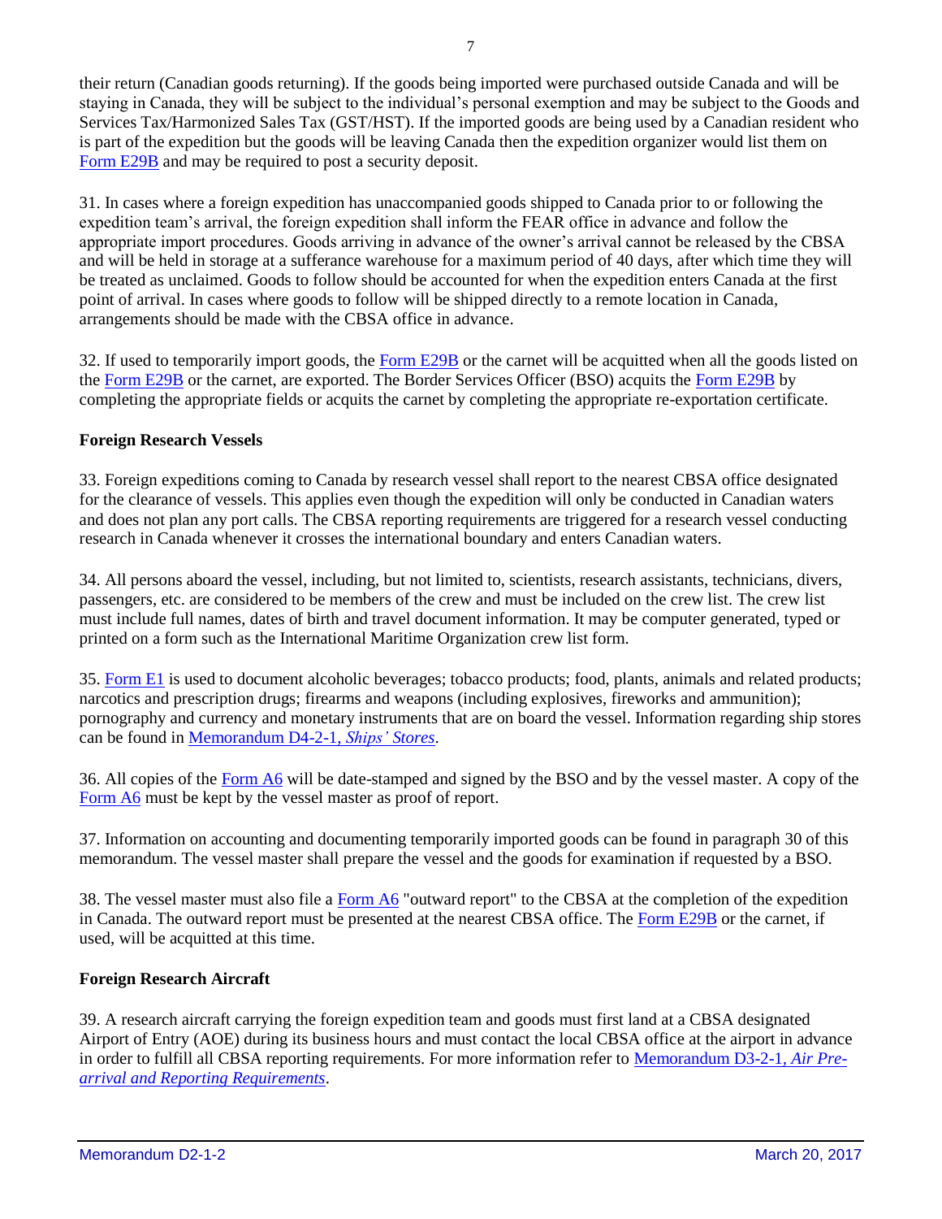their return (Canadian goods returning). If the goods being imported were purchased outside Canada and will be staying in Canada, they will be subject to the individual's personal exemption and may be subject to the Goods and Services Tax/Harmonized Sales Tax (GST/HST). If the imported goods are being used by a Canadian resident who is part of the expedition but the goods will be leaving Canada then the expedition organizer would list them on Form E29B and may be required to post a security deposit.

31. In cases where a foreign expedition has unaccompanied goods shipped to Canada prior to or following the expedition team's arrival, the foreign expedition shall inform the FEAR office in advance and follow the appropriate import procedures. Goods arriving in advance of the owner's arrival cannot be released by the CBSA and will be held in storage at a sufferance warehouse for a maximum period of 40 days, after which time they will be treated as unclaimed. Goods to follow should be accounted for when the expedition enters Canada at the first point of arrival. In cases where goods to follow will be shipped directly to a remote location in Canada, arrangements should be made with the CBSA office in advance.

32. If used to temporarily import goods, the Form E29B or the carnet will be acquitted when all the goods listed on the Form E29B or the carnet, are exported. The Border Services Officer (BSO) acquits the Form E29B by completing the appropriate fields or acquits the carnet by completing the appropriate re-exportation certificate.

**Foreign Research Vessels**

33. Foreign expeditions coming to Canada by research vessel shall report to the nearest CBSA office designated for the clearance of vessels. This applies even though the expedition will only be conducted in Canadian waters and does not plan any port calls. The CBSA reporting requirements are triggered for a research vessel conducting research in Canada whenever it crosses the international boundary and enters Canadian waters.

34. All persons aboard the vessel, including, but not limited to, scientists, research assistants, technicians, divers, passengers, etc. are considered to be members of the crew and must be included on the crew list. The crew list must include full names, dates of birth and travel document information. It may be computer generated, typed or printed on a form such as the International Maritime Organization crew list form.

35. Form E1 is used to document alcoholic beverages; tobacco products; food, plants, animals and related products; narcotics and prescription drugs; firearms and weapons (including explosives, fireworks and ammunition); pornography and currency and monetary instruments that are on board the vessel. Information regarding ship stores can be found in Memorandum D4-2-1, *Ships' Stores*.

36. All copies of the Form A6 will be date-stamped and signed by the BSO and by the vessel master. A copy of the Form A6 must be kept by the vessel master as proof of report.

37. Information on accounting and documenting temporarily imported goods can be found in paragraph 30 of this memorandum. The vessel master shall prepare the vessel and the goods for examination if requested by a BSO.

38. The vessel master must also file a Form A6 "outward report" to the CBSA at the completion of the expedition in Canada. The outward report must be presented at the nearest CBSA office. The Form E29B or the carnet, if used, will be acquitted at this time.

**Foreign Research Aircraft**

39. A research aircraft carrying the foreign expedition team and goods must first land at a CBSA designated Airport of Entry (AOE) during its business hours and must contact the local CBSA office at the airport in advance in order to fulfill all CBSA reporting requirements. For more information refer to Memorandum D3-2-1, *Air Pre-arrival and Reporting Requirements*.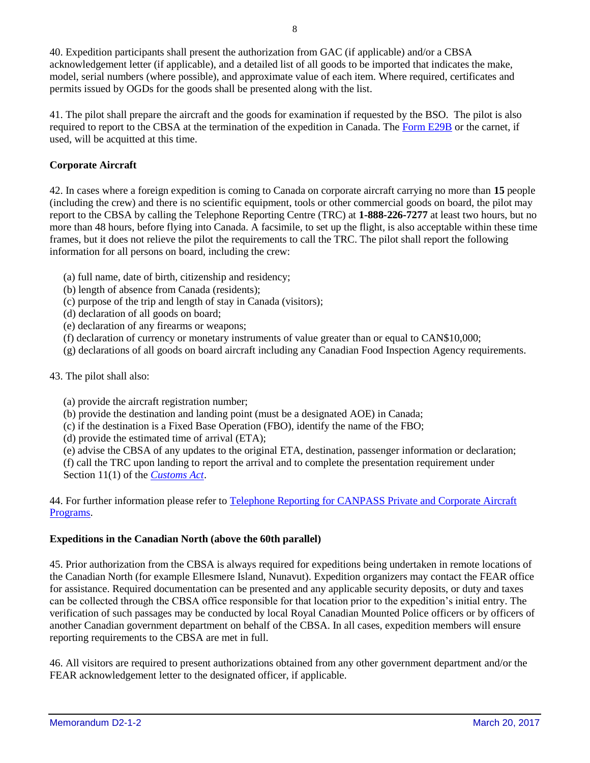40. Expedition participants shall present the authorization from GAC (if applicable) and/or a CBSA acknowledgement letter (if applicable), and a detailed list of all goods to be imported that indicates the make, model, serial numbers (where possible), and approximate value of each item. Where required, certificates and permits issued by OGDs for the goods shall be presented along with the list.

41. The pilot shall prepare the aircraft and the goods for examination if requested by the BSO. The pilot is also required to report to the CBSA at the termination of the expedition in Canada. The [Form E29B](#) or the carnet, if used, will be acquitted at this time.

**Corporate Aircraft**

42. In cases where a foreign expedition is coming to Canada on corporate aircraft carrying no more than **15** people (including the crew) and there is no scientific equipment, tools or other commercial goods on board, the pilot may report to the CBSA by calling the Telephone Reporting Centre (TRC) at **1-888-226-7277** at least two hours, but no more than 48 hours, before flying into Canada. A facsimile, to set up the flight, is also acceptable within these time frames, but it does not relieve the pilot the requirements to call the TRC. The pilot shall report the following information for all persons on board, including the crew:

(a) full name, date of birth, citizenship and residency;
(b) length of absence from Canada (residents);
(c) purpose of the trip and length of stay in Canada (visitors);
(d) declaration of all goods on board;
(e) declaration of any firearms or weapons;
(f) declaration of currency or monetary instruments of value greater than or equal to CAN$10,000;
(g) declarations of all goods on board aircraft including any Canadian Food Inspection Agency requirements.

43. The pilot shall also:

(a) provide the aircraft registration number;
(b) provide the destination and landing point (must be a designated AOE) in Canada;
(c) if the destination is a Fixed Base Operation (FBO), identify the name of the FBO;
(d) provide the estimated time of arrival (ETA);
(e) advise the CBSA of any updates to the original ETA, destination, passenger information or declaration;
(f) call the TRC upon landing to report the arrival and to complete the presentation requirement under Section 11(1) of the [*Customs Act*](#).

44. For further information please refer to [Telephone Reporting for CANPASS Private and Corporate Aircraft Programs](#).

**Expeditions in the Canadian North (above the 60th parallel)**

45. Prior authorization from the CBSA is always required for expeditions being undertaken in remote locations of the Canadian North (for example Ellesmere Island, Nunavut). Expedition organizers may contact the FEAR office for assistance. Required documentation can be presented and any applicable security deposits, or duty and taxes can be collected through the CBSA office responsible for that location prior to the expedition's initial entry. The verification of such passages may be conducted by local Royal Canadian Mounted Police officers or by officers of another Canadian government department on behalf of the CBSA. In all cases, expedition members will ensure reporting requirements to the CBSA are met in full.

46. All visitors are required to present authorizations obtained from any other government department and/or the FEAR acknowledgement letter to the designated officer, if applicable.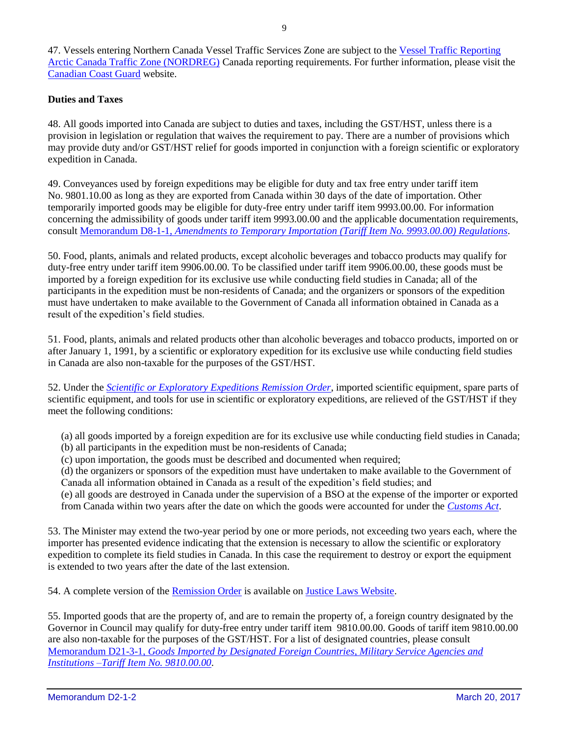47. Vessels entering Northern Canada Vessel Traffic Services Zone are subject to the Vessel Traffic Reporting Arctic Canada Traffic Zone (NORDREG) Canada reporting requirements. For further information, please visit the Canadian Coast Guard website.

**Duties and Taxes**

48. All goods imported into Canada are subject to duties and taxes, including the GST/HST, unless there is a provision in legislation or regulation that waives the requirement to pay. There are a number of provisions which may provide duty and/or GST/HST relief for goods imported in conjunction with a foreign scientific or exploratory expedition in Canada.

49. Conveyances used by foreign expeditions may be eligible for duty and tax free entry under tariff item No. 9801.10.00 as long as they are exported from Canada within 30 days of the date of importation. Other temporarily imported goods may be eligible for duty-free entry under tariff item 9993.00.00. For information concerning the admissibility of goods under tariff item 9993.00.00 and the applicable documentation requirements, consult Memorandum D8-1-1, *Amendments to Temporary Importation (Tariff Item No. 9993.00.00) Regulations*.

50. Food, plants, animals and related products, except alcoholic beverages and tobacco products may qualify for duty-free entry under tariff item 9906.00.00. To be classified under tariff item 9906.00.00, these goods must be imported by a foreign expedition for its exclusive use while conducting field studies in Canada; all of the participants in the expedition must be non-residents of Canada; and the organizers or sponsors of the expedition must have undertaken to make available to the Government of Canada all information obtained in Canada as a result of the expedition's field studies.

51. Food, plants, animals and related products other than alcoholic beverages and tobacco products, imported on or after January 1, 1991, by a scientific or exploratory expedition for its exclusive use while conducting field studies in Canada are also non-taxable for the purposes of the GST/HST.

52. Under the *Scientific or Exploratory Expeditions Remission Order*, imported scientific equipment, spare parts of scientific equipment, and tools for use in scientific or exploratory expeditions, are relieved of the GST/HST if they meet the following conditions:

(a) all goods imported by a foreign expedition are for its exclusive use while conducting field studies in Canada;
(b) all participants in the expedition must be non-residents of Canada;
(c) upon importation, the goods must be described and documented when required;
(d) the organizers or sponsors of the expedition must have undertaken to make available to the Government of Canada all information obtained in Canada as a result of the expedition's field studies; and
(e) all goods are destroyed in Canada under the supervision of a BSO at the expense of the importer or exported from Canada within two years after the date on which the goods were accounted for under the *Customs Act*.

53. The Minister may extend the two-year period by one or more periods, not exceeding two years each, where the importer has presented evidence indicating that the extension is necessary to allow the scientific or exploratory expedition to complete its field studies in Canada. In this case the requirement to destroy or export the equipment is extended to two years after the date of the last extension.

54. A complete version of the Remission Order is available on Justice Laws Website.

55. Imported goods that are the property of, and are to remain the property of, a foreign country designated by the Governor in Council may qualify for duty-free entry under tariff item 9810.00.00. Goods of tariff item 9810.00.00 are also non-taxable for the purposes of the GST/HST. For a list of designated countries, please consult Memorandum D21-3-1, *Goods Imported by Designated Foreign Countries, Military Service Agencies and Institutions –Tariff Item No. 9810.00.00*.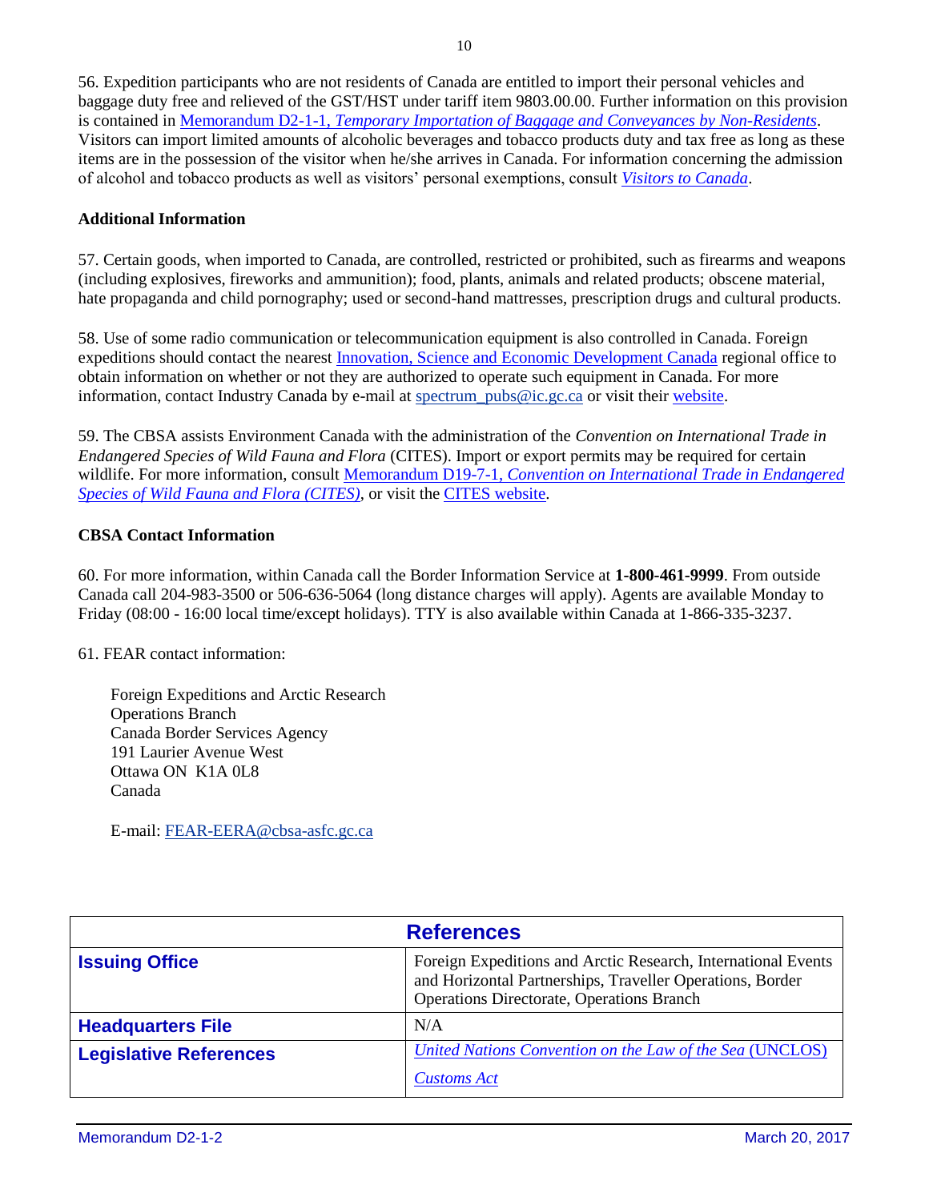56. Expedition participants who are not residents of Canada are entitled to import their personal vehicles and baggage duty free and relieved of the GST/HST under tariff item 9803.00.00. Further information on this provision is contained in Memorandum D2-1-1, *Temporary Importation of Baggage and Conveyances by Non-Residents*. Visitors can import limited amounts of alcoholic beverages and tobacco products duty and tax free as long as these items are in the possession of the visitor when he/she arrives in Canada. For information concerning the admission of alcohol and tobacco products as well as visitors' personal exemptions, consult *Visitors to Canada*.

**Additional Information**

57. Certain goods, when imported to Canada, are controlled, restricted or prohibited, such as firearms and weapons (including explosives, fireworks and ammunition); food, plants, animals and related products; obscene material, hate propaganda and child pornography; used or second-hand mattresses, prescription drugs and cultural products.

58. Use of some radio communication or telecommunication equipment is also controlled in Canada. Foreign expeditions should contact the nearest Innovation, Science and Economic Development Canada regional office to obtain information on whether or not they are authorized to operate such equipment in Canada. For more information, contact Industry Canada by e-mail at spectrum_pubs@ic.gc.ca or visit their website.

59. The CBSA assists Environment Canada with the administration of the *Convention on International Trade in Endangered Species of Wild Fauna and Flora* (CITES). Import or export permits may be required for certain wildlife. For more information, consult Memorandum D19-7-1, *Convention on International Trade in Endangered Species of Wild Fauna and Flora (CITES)*, or visit the CITES website.

**CBSA Contact Information**

60. For more information, within Canada call the Border Information Service at **1-800-461-9999**. From outside Canada call 204-983-3500 or 506-636-5064 (long distance charges will apply). Agents are available Monday to Friday (08:00 - 16:00 local time/except holidays). TTY is also available within Canada at 1-866-335-3237.

61. FEAR contact information:

Foreign Expeditions and Arctic Research  
Operations Branch  
Canada Border Services Agency  
191 Laurier Avenue West  
Ottawa ON  K1A 0L8  
Canada

E-mail: FEAR-EERA@cbsa-asfc.gc.ca

| References | |
|---|---|
| **Issuing Office** | Foreign Expeditions and Arctic Research, International Events and Horizontal Partnerships, Traveller Operations, Border Operations Directorate, Operations Branch |
| **Headquarters File** | N/A |
| **Legislative References** | *United Nations Convention on the Law of the Sea* (UNCLOS)<br>*Customs Act* |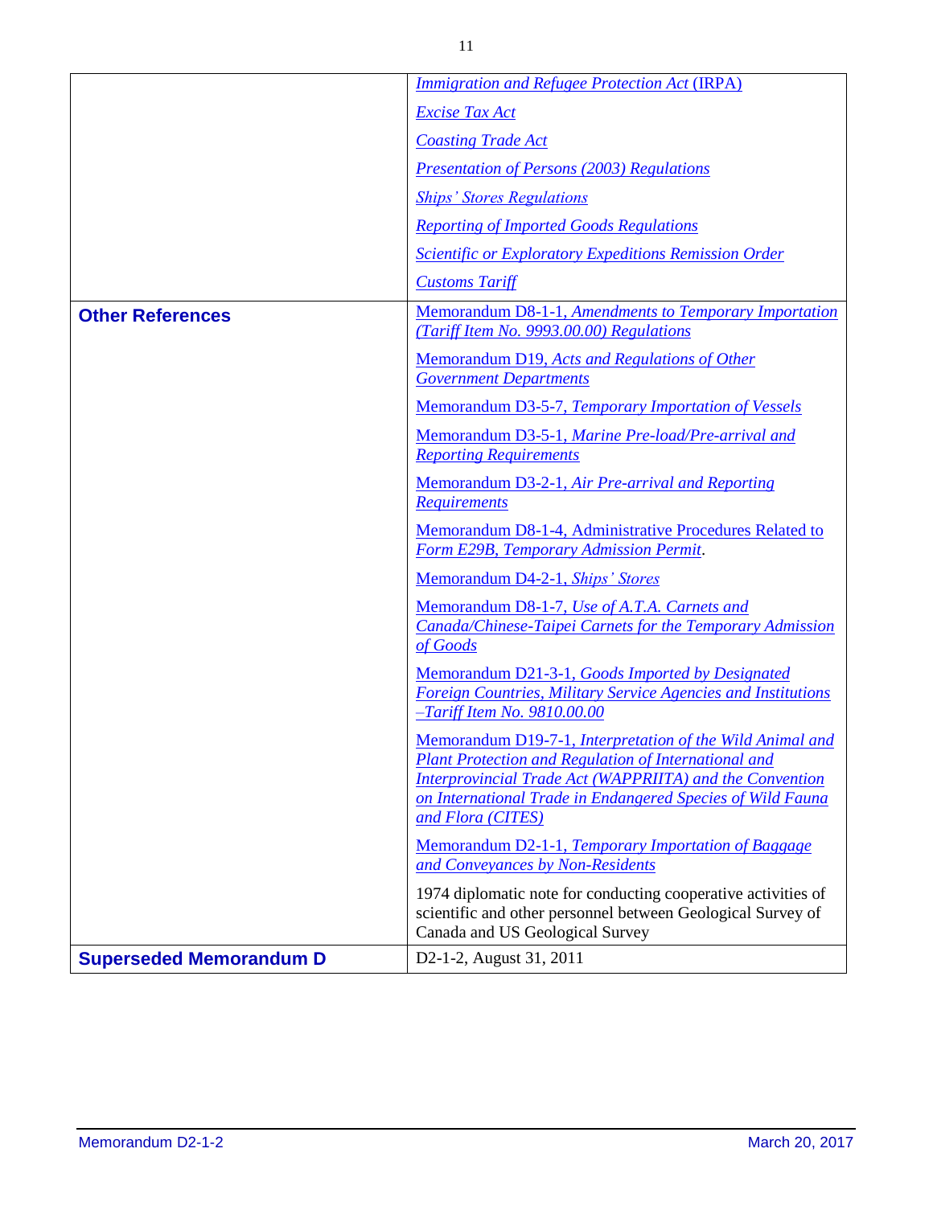| | |
|---|---|
| | *Immigration and Refugee Protection Act* (IRPA)<br>*Excise Tax Act*<br>*Coasting Trade Act*<br>*Presentation of Persons (2003) Regulations*<br>*Ships' Stores Regulations*<br>*Reporting of Imported Goods Regulations*<br>*Scientific or Exploratory Expeditions Remission Order*<br>*Customs Tariff* |
| **Other References** | Memorandum D8-1-1, *Amendments to Temporary Importation (Tariff Item No. 9993.00.00) Regulations*<br>Memorandum D19, *Acts and Regulations of Other Government Departments*<br>Memorandum D3-5-7, *Temporary Importation of Vessels*<br>Memorandum D3-5-1, *Marine Pre-load/Pre-arrival and Reporting Requirements*<br>Memorandum D3-2-1, *Air Pre-arrival and Reporting Requirements*<br>Memorandum D8-1-4, Administrative Procedures Related to *Form E29B, Temporary Admission Permit*.<br>Memorandum D4-2-1, *Ships' Stores*<br>Memorandum D8-1-7, *Use of A.T.A. Carnets and Canada/Chinese-Taipei Carnets for the Temporary Admission of Goods*<br>Memorandum D21-3-1, *Goods Imported by Designated Foreign Countries, Military Service Agencies and Institutions –Tariff Item No. 9810.00.00*<br>Memorandum D19-7-1, *Interpretation of the Wild Animal and Plant Protection and Regulation of International and Interprovincial Trade Act (WAPPRIITA) and the Convention on International Trade in Endangered Species of Wild Fauna and Flora (CITES)*<br>Memorandum D2-1-1, *Temporary Importation of Baggage and Conveyances by Non-Residents*<br>1974 diplomatic note for conducting cooperative activities of scientific and other personnel between Geological Survey of Canada and US Geological Survey |
| **Superseded Memorandum D** | D2-1-2, August 31, 2011 |